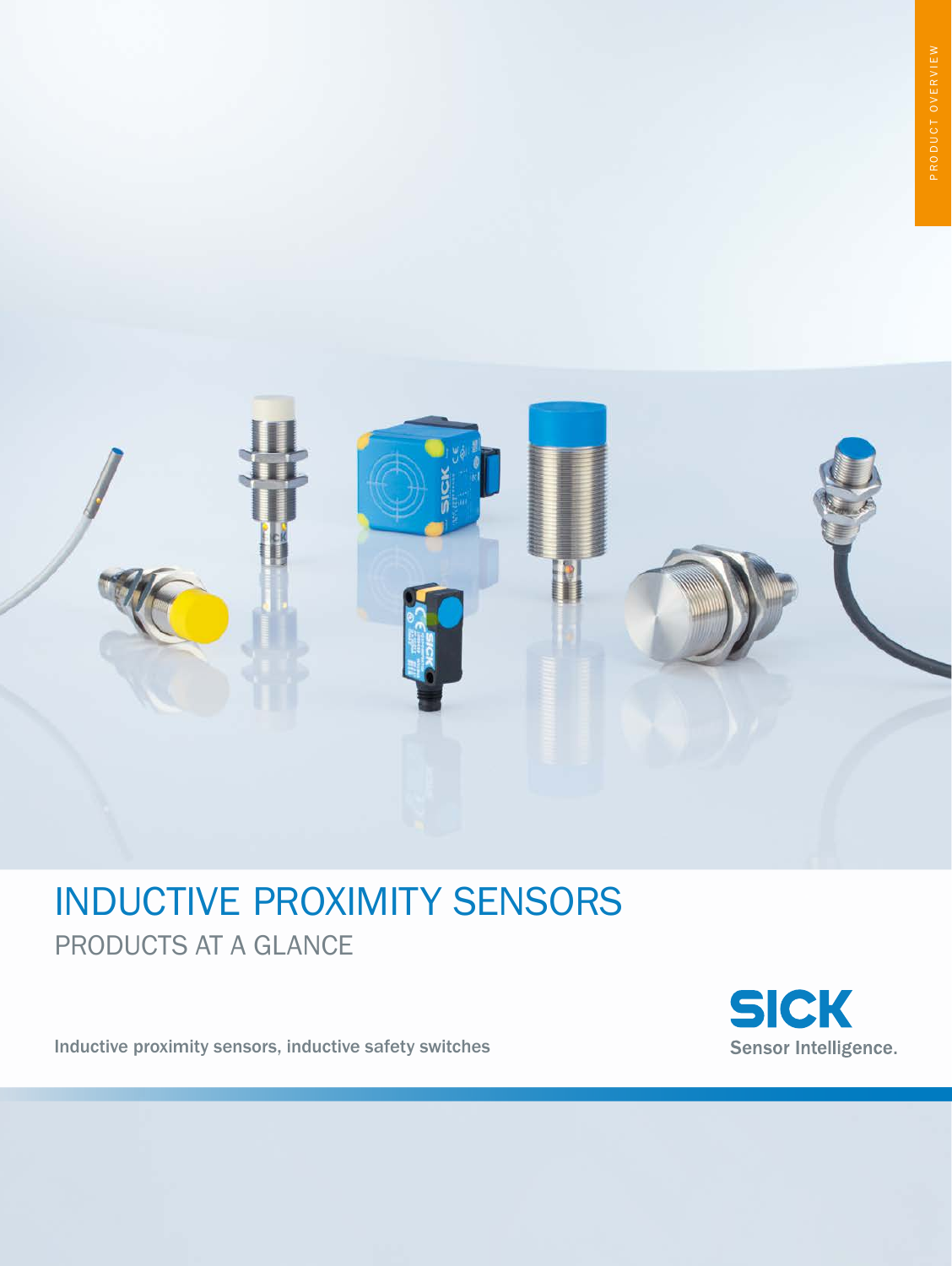PRODUCT OVERVIEW

# INDUCTIVE PROXIMITY SENSORS

## PRODUCTS AT A GLANCE

Inductive proximity sensors, inductive safety switches

SICK
Sensor Intelligence.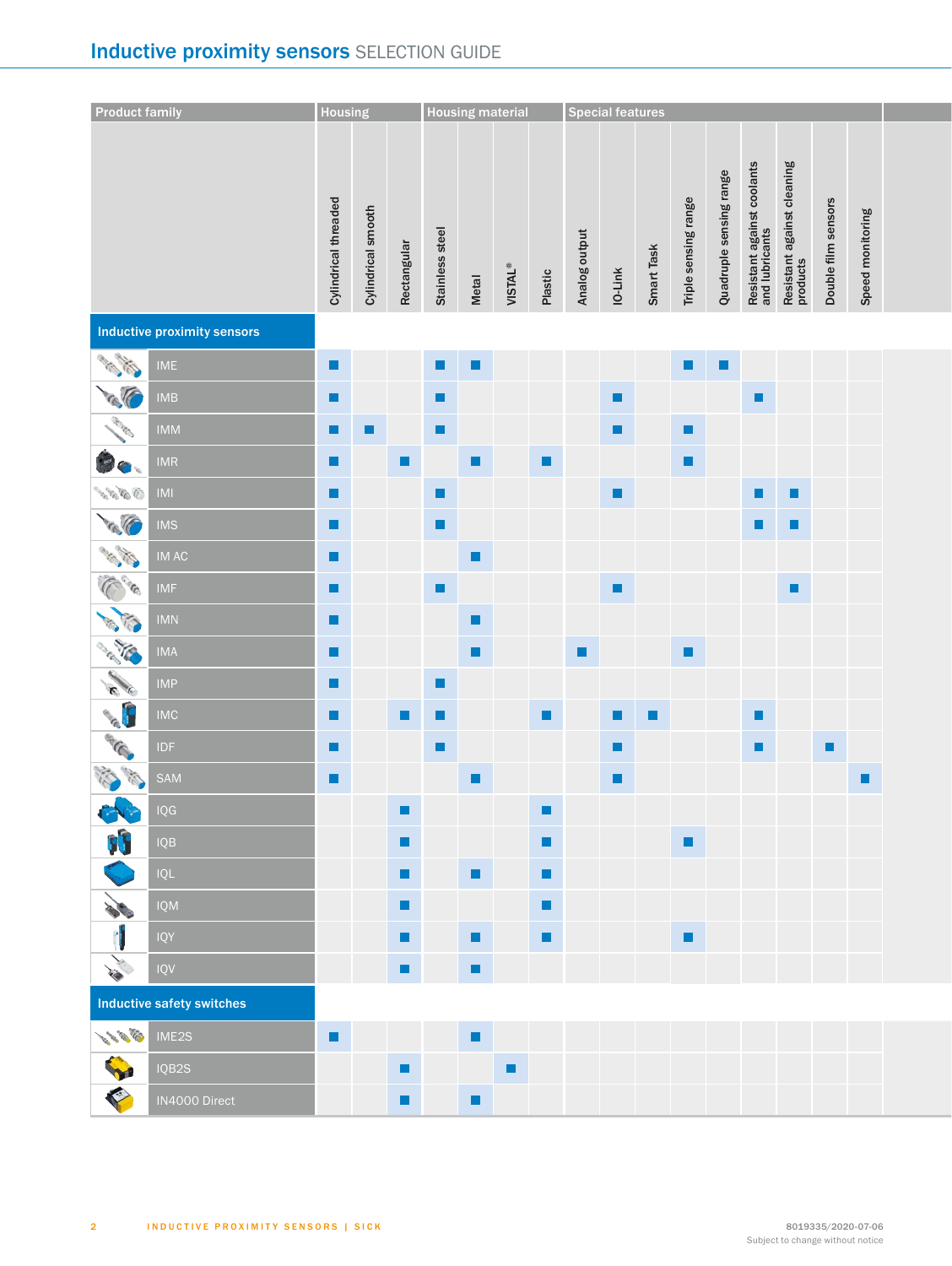## Inductive proximity sensors SELECTION GUIDE

| Product family | Housing | | | Housing material | | | | Special features | | | | | | | | |
|---|---|---|---|---|---|---|---|---|---|---|---|---|---|---|---|---|
| | Cylindrical threaded | Cylindrical smooth | Rectangular | Stainless steel | Metal | VISTAL® | Plastic | Analog output | IO-Link | Smart Task | Triple sensing range | Quadruple sensing range | Resistant against coolants and lubricants | Resistant against cleaning products | Double film sensors | Speed monitoring |
| **Inductive proximity sensors** | | | | | | | | | | | | | | | | |
| IME | ■ | | | ■ | ■ | | | | | | ■ | ■ | | | | |
| IMB | ■ | | | ■ | | | | | ■ | | | | ■ | | | |
| IMM | ■ | ■ | | ■ | | | | | ■ | | ■ | | | | | |
| IMR | ■ | | ■ | | ■ | | ■ | | | | ■ | | | | | |
| IMI | ■ | | | ■ | | | | | ■ | | | | ■ | ■ | | |
| IMS | ■ | | | ■ | | | | | | | | | ■ | ■ | | |
| IM AC | ■ | | | | ■ | | | | | | | | | | | |
| IMF | ■ | | | ■ | | | | | ■ | | | | | ■ | | |
| IMN | ■ | | | | ■ | | | | | | | | | | | |
| IMA | ■ | | | | ■ | | | ■ | | | ■ | | | | | |
| IMP | ■ | | | ■ | | | | | | | | | | | | |
| IMC | ■ | | ■ | ■ | | | ■ | | ■ | ■ | | | ■ | | | |
| IDF | ■ | | | ■ | | | | | ■ | | | | ■ | | ■ | |
| SAM | ■ | | | | ■ | | | | ■ | | | | | | | ■ |
| IQG | | | ■ | | | | ■ | | | | | | | | | |
| IQB | | | ■ | | | | ■ | | | | ■ | | | | | |
| IQL | | | ■ | | ■ | | ■ | | | | | | | | | |
| IQM | | | ■ | | | | ■ | | | | | | | | | |
| IQY | | | ■ | | ■ | | ■ | | | | ■ | | | | | |
| IQV | | | ■ | | ■ | | | | | | | | | | | |
| **Inductive safety switches** | | | | | | | | | | | | | | | | |
| IME2S | ■ | | | | ■ | | | | | | | | | | | |
| IQB2S | | | ■ | | | ■ | | | | | | | | | | |
| IN4000 Direct | | | ■ | | ■ | | | | | | | | | | | |

8019335/2020-07-06
Subject to change without notice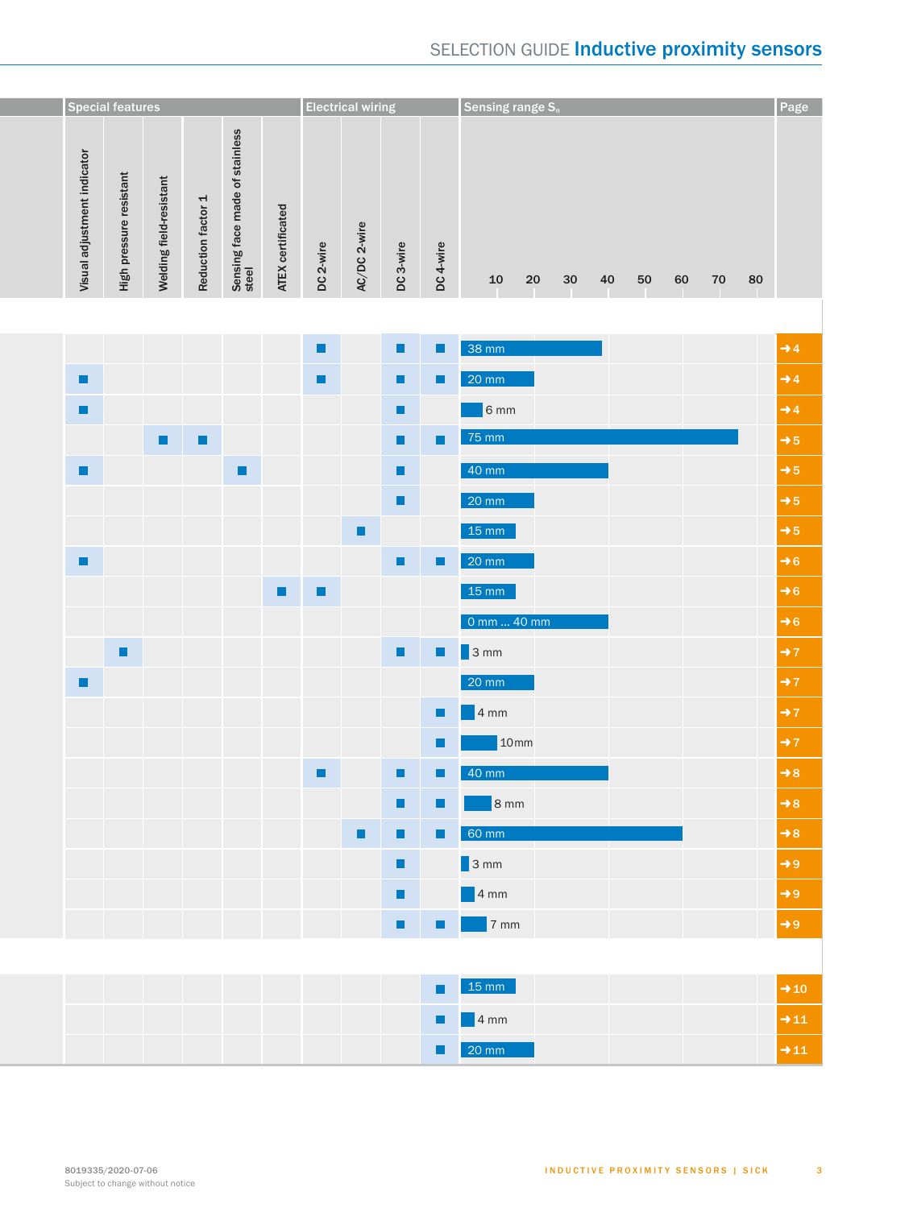## SELECTION GUIDE Inductive proximity sensors

| Visual adjustment indicator | High pressure resistant | Welding field-resistant | Reduction factor 1 | Sensing face made of stainless steel | ATEX certificated | DC 2-wire | AC/DC 2-wire | DC 3-wire | DC 4-wire | Sensing range $S_n$ | Page |
|---|---|---|---|---|---|---|---|---|---|---|---|
| | | | | | | ■ | | ■ | ■ | 38 mm | → 4 |
| ■ | | | | | | ■ | | ■ | ■ | 20 mm | → 4 |
| ■ | | | | | | | | ■ | | 6 mm | → 4 |
| | | ■ | ■ | | | | | ■ | ■ | 75 mm | → 5 |
| ■ | | | | ■ | | | | ■ | | 40 mm | → 5 |
| | | | | | | | | ■ | | 20 mm | → 5 |
| | | | | | | | ■ | | | 15 mm | → 5 |
| ■ | | | | | | | | ■ | ■ | 20 mm | → 6 |
| | | | | | ■ | ■ | | | | 15 mm | → 6 |
| | | | | | | | | | | 0 mm ... 40 mm | → 6 |
| | ■ | | | | | | | ■ | ■ | 3 mm | → 7 |
| ■ | | | | | | | | | | 20 mm | → 7 |
| | | | | | | | | | ■ | 4 mm | → 7 |
| | | | | | | | | | ■ | 10mm | → 7 |
| | | | | | | ■ | | ■ | ■ | 40 mm | → 8 |
| | | | | | | | | ■ | ■ | 8 mm | → 8 |
| | | | | | | | ■ | ■ | ■ | 60 mm | → 8 |
| | | | | | | | | ■ | | 3 mm | → 9 |
| | | | | | | | | ■ | | 4 mm | → 9 |
| | | | | | | | | ■ | ■ | 7 mm | → 9 |
| | | | | | | | | | ■ | 15 mm | → 10 |
| | | | | | | | | | ■ | 4 mm | → 11 |
| | | | | | | | | | ■ | 20 mm | → 11 |

8019335/2020-07-06
Subject to change without notice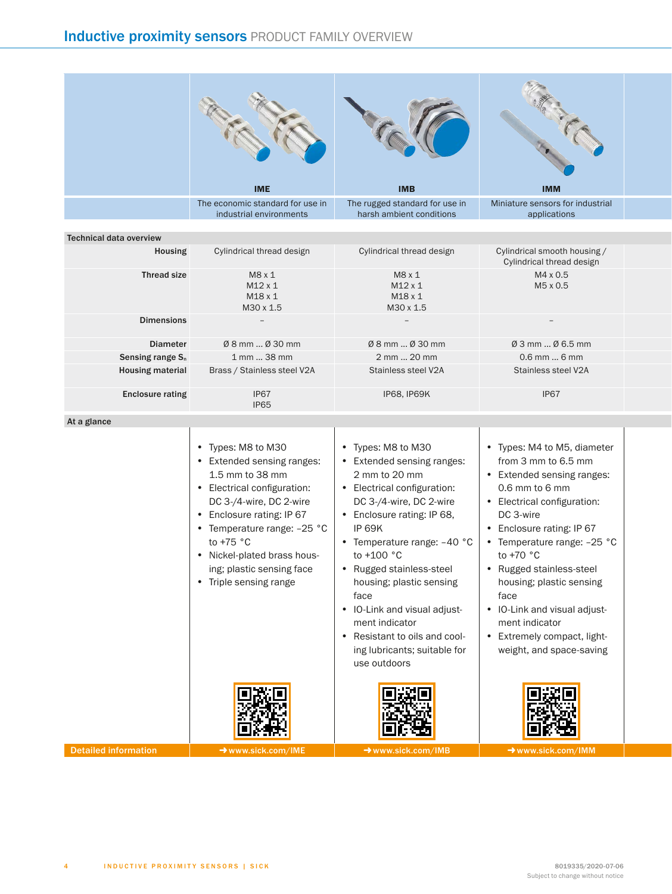# Inductive proximity sensors PRODUCT FAMILY OVERVIEW

| | IME | IMB | IMM |
|---|---|---|---|
| | The economic standard for use in industrial environments | The rugged standard for use in harsh ambient conditions | Miniature sensors for industrial applications |
| **Technical data overview** | | | |
| **Housing** | Cylindrical thread design | Cylindrical thread design | Cylindrical smooth housing / Cylindrical thread design |
| **Thread size** | M8 x 1<br>M12 x 1<br>M18 x 1<br>M30 x 1.5 | M8 x 1<br>M12 x 1<br>M18 x 1<br>M30 x 1.5 | M4 x 0.5<br>M5 x 0.5 |
| **Dimensions** | – | – | – |
| **Diameter** | Ø 8 mm ... Ø 30 mm | Ø 8 mm ... Ø 30 mm | Ø 3 mm ... Ø 6.5 mm |
| **Sensing range $S_n$** | 1 mm ... 38 mm | 2 mm ... 20 mm | 0.6 mm ... 6 mm |
| **Housing material** | Brass / Stainless steel V2A | Stainless steel V2A | Stainless steel V2A |
| **Enclosure rating** | IP67<br>IP65 | IP68, IP69K | IP67 |
| **At a glance** | • Types: M8 to M30<br>• Extended sensing ranges: 1.5 mm to 38 mm<br>• Electrical configuration: DC 3-/4-wire, DC 2-wire<br>• Enclosure rating: IP 67<br>• Temperature range: –25 °C to +75 °C<br>• Nickel-plated brass housing; plastic sensing face<br>• Triple sensing range | • Types: M8 to M30<br>• Extended sensing ranges: 2 mm to 20 mm<br>• Electrical configuration: DC 3-/4-wire, DC 2-wire<br>• Enclosure rating: IP 68, IP 69K<br>• Temperature range: –40 °C to +100 °C<br>• Rugged stainless-steel housing; plastic sensing face<br>• IO-Link and visual adjustment indicator<br>• Resistant to oils and cooling lubricants; suitable for use outdoors | • Types: M4 to M5, diameter from 3 mm to 6.5 mm<br>• Extended sensing ranges: 0.6 mm to 6 mm<br>• Electrical configuration: DC 3-wire<br>• Enclosure rating: IP 67<br>• Temperature range: –25 °C to +70 °C<br>• Rugged stainless-steel housing; plastic sensing face<br>• IO-Link and visual adjustment indicator<br>• Extremely compact, lightweight, and space-saving |
| **Detailed information** | → www.sick.com/IME | → www.sick.com/IMB | → www.sick.com/IMM |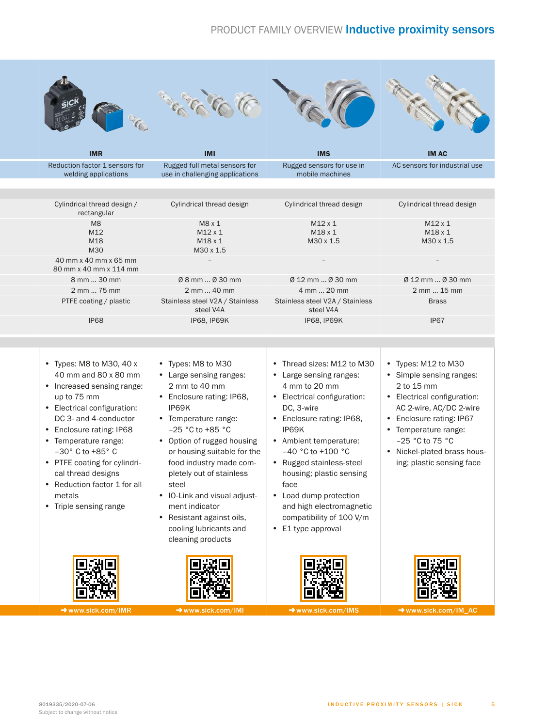# PRODUCT FAMILY OVERVIEW Inductive proximity sensors

| | IMR | IMI | IMS | IM AC |
|---|---|---|---|---|
| | Reduction factor 1 sensors for welding applications | Rugged full metal sensors for use in challenging applications | Rugged sensors for use in mobile machines | AC sensors for industrial use |
| | Cylindrical thread design / rectangular | Cylindrical thread design | Cylindrical thread design | Cylindrical thread design |
| | M8<br>M12<br>M18<br>M30 | M8 x 1<br>M12 x 1<br>M18 x 1<br>M30 x 1.5 | M12 x 1<br>M18 x 1<br>M30 x 1.5 | M12 x 1<br>M18 x 1<br>M30 x 1.5 |
| | 40 mm x 40 mm x 65 mm<br>80 mm x 40 mm x 114 mm | – | – | – |
| | 8 mm ... 30 mm | Ø 8 mm ... Ø 30 mm | Ø 12 mm ... Ø 30 mm | Ø 12 mm ... Ø 30 mm |
| | 2 mm ... 75 mm | 2 mm ... 40 mm | 4 mm ... 20 mm | 2 mm ... 15 mm |
| | PTFE coating / plastic | Stainless steel V2A / Stainless steel V4A | Stainless steel V2A / Stainless steel V4A | Brass |
| | IP68 | IP68, IP69K | IP68, IP69K | IP67 |

**IMR**

- Types: M8 to M30, 40 x 40 mm and 80 x 80 mm
- Increased sensing range: up to 75 mm
- Electrical configuration: DC 3- and 4-conductor
- Enclosure rating: IP68
- Temperature range: –30° C to +85° C
- PTFE coating for cylindrical thread designs
- Reduction factor 1 for all metals
- Triple sensing range

→ www.sick.com/IMR

**IMI**

- Types: M8 to M30
- Large sensing ranges: 2 mm to 40 mm
- Enclosure rating: IP68, IP69K
- Temperature range: –25 °C to +85 °C
- Option of rugged housing or housing suitable for the food industry made completely out of stainless steel
- IO-Link and visual adjustment indicator
- Resistant against oils, cooling lubricants and cleaning products

→ www.sick.com/IMI

**IMS**

- Thread sizes: M12 to M30
- Large sensing ranges: 4 mm to 20 mm
- Electrical configuration: DC, 3-wire
- Enclosure rating: IP68, IP69K
- Ambient temperature: –40 °C to +100 °C
- Rugged stainless-steel housing; plastic sensing face
- Load dump protection and high electromagnetic compatibility of 100 V/m
- E1 type approval

→ www.sick.com/IMS

**IM AC**

- Types: M12 to M30
- Simple sensing ranges: 2 to 15 mm
- Electrical configuration: AC 2-wire, AC/DC 2-wire
- Enclosure rating: IP67
- Temperature range: –25 °C to 75 °C
- Nickel-plated brass housing; plastic sensing face

→ www.sick.com/IM_AC

8019335/2020-07-06
Subject to change without notice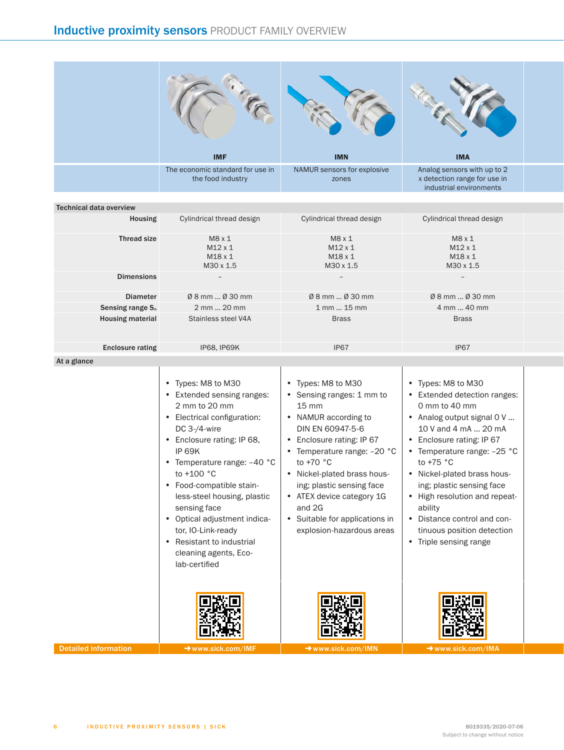## Inductive proximity sensors PRODUCT FAMILY OVERVIEW

| | IMF | IMN | IMA |
|---|---|---|---|
| | The economic standard for use in the food industry | NAMUR sensors for explosive zones | Analog sensors with up to 2 x detection range for use in industrial environments |
| **Technical data overview** | | | |
| **Housing** | Cylindrical thread design | Cylindrical thread design | Cylindrical thread design |
| **Thread size** | M8 x 1<br>M12 x 1<br>M18 x 1<br>M30 x 1.5 | M8 x 1<br>M12 x 1<br>M18 x 1<br>M30 x 1.5 | M8 x 1<br>M12 x 1<br>M18 x 1<br>M30 x 1.5 |
| **Dimensions** | – | – | – |
| **Diameter** | Ø 8 mm ... Ø 30 mm | Ø 8 mm ... Ø 30 mm | Ø 8 mm ... Ø 30 mm |
| **Sensing range $S_n$** | 2 mm ... 20 mm | 1 mm ... 15 mm | 4 mm ... 40 mm |
| **Housing material** | Stainless steel V4A | Brass | Brass |
| **Enclosure rating** | IP68, IP69K | IP67 | IP67 |
| **At a glance** | • Types: M8 to M30<br>• Extended sensing ranges: 2 mm to 20 mm<br>• Electrical configuration: DC 3-/4-wire<br>• Enclosure rating: IP 68, IP 69K<br>• Temperature range: –40 °C to +100 °C<br>• Food-compatible stainless-steel housing, plastic sensing face<br>• Optical adjustment indicator, IO-Link-ready<br>• Resistant to industrial cleaning agents, Ecolab-certified | • Types: M8 to M30<br>• Sensing ranges: 1 mm to 15 mm<br>• NAMUR according to DIN EN 60947-5-6<br>• Enclosure rating: IP 67<br>• Temperature range: –20 °C to +70 °C<br>• Nickel-plated brass housing; plastic sensing face<br>• ATEX device category 1G and 2G<br>• Suitable for applications in explosion-hazardous areas | • Types: M8 to M30<br>• Extended detection ranges: 0 mm to 40 mm<br>• Analog output signal 0 V ... 10 V and 4 mA ... 20 mA<br>• Enclosure rating: IP 67<br>• Temperature range: –25 °C to +75 °C<br>• Nickel-plated brass housing; plastic sensing face<br>• High resolution and repeatability<br>• Distance control and continuous position detection<br>• Triple sensing range |
| **Detailed information** | → www.sick.com/IMF | → www.sick.com/IMN | → www.sick.com/IMA |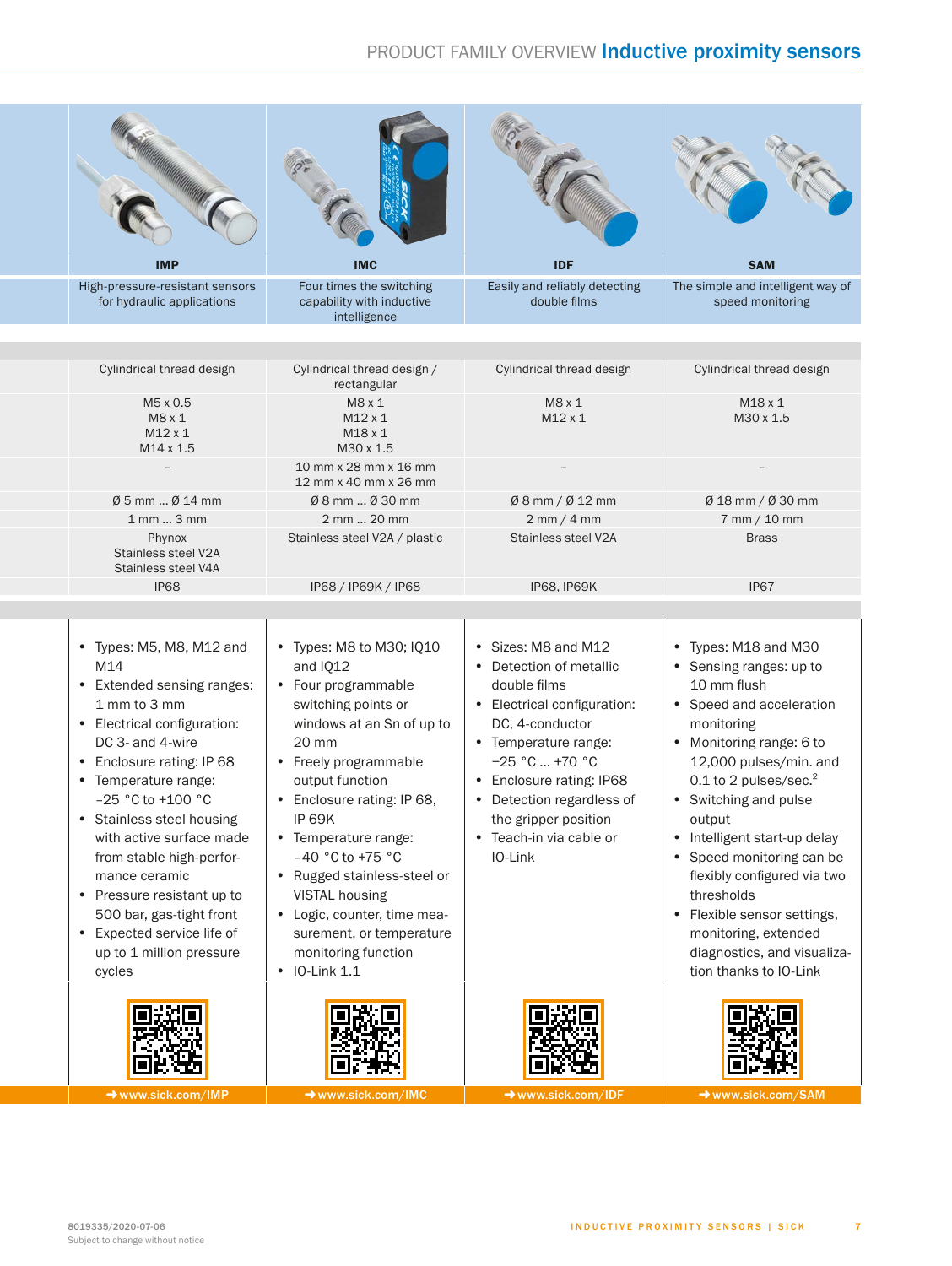## PRODUCT FAMILY OVERVIEW Inductive proximity sensors

| | IMP | IMC | IDF | SAM |
|---|---|---|---|---|
| | High-pressure-resistant sensors for hydraulic applications | Four times the switching capability with inductive intelligence | Easily and reliably detecting double films | The simple and intelligent way of speed monitoring |
| | | | | |
| | Cylindrical thread design | Cylindrical thread design / rectangular | Cylindrical thread design | Cylindrical thread design |
| | M5 x 0.5<br>M8 x 1<br>M12 x 1<br>M14 x 1.5 | M8 x 1<br>M12 x 1<br>M18 x 1<br>M30 x 1.5 | M8 x 1<br>M12 x 1 | M18 x 1<br>M30 x 1.5 |
| | – | 10 mm x 28 mm x 16 mm<br>12 mm x 40 mm x 26 mm | – | – |
| | Ø 5 mm ... Ø 14 mm | Ø 8 mm ... Ø 30 mm | Ø 8 mm / Ø 12 mm | Ø 18 mm / Ø 30 mm |
| | 1 mm ... 3 mm | 2 mm ... 20 mm | 2 mm / 4 mm | 7 mm / 10 mm |
| | Phynox<br>Stainless steel V2A<br>Stainless steel V4A | Stainless steel V2A / plastic | Stainless steel V2A | Brass |
| | IP68 | IP68 / IP69K / IP68 | IP68, IP69K | IP67 |
| | | | | |
| | • Types: M5, M8, M12 and M14<br>• Extended sensing ranges: 1 mm to 3 mm<br>• Electrical configuration: DC 3- and 4-wire<br>• Enclosure rating: IP 68<br>• Temperature range: –25 °C to +100 °C<br>• Stainless steel housing with active surface made from stable high-performance ceramic<br>• Pressure resistant up to 500 bar, gas-tight front<br>• Expected service life of up to 1 million pressure cycles | • Types: M8 to M30; IQ10 and IQ12<br>• Four programmable switching points or windows at an Sn of up to 20 mm<br>• Freely programmable output function<br>• Enclosure rating: IP 68, IP 69K<br>• Temperature range: –40 °C to +75 °C<br>• Rugged stainless-steel or VISTAL housing<br>• Logic, counter, time measurement, or temperature monitoring function<br>• IO-Link 1.1 | • Sizes: M8 and M12<br>• Detection of metallic double films<br>• Electrical configuration: DC, 4-conductor<br>• Temperature range: –25 °C ... +70 °C<br>• Enclosure rating: IP68<br>• Detection regardless of the gripper position<br>• Teach-in via cable or IO-Link | • Types: M18 and M30<br>• Sensing ranges: up to 10 mm flush<br>• Speed and acceleration monitoring<br>• Monitoring range: 6 to 12,000 pulses/min. and 0.1 to 2 pulses/sec.[2]<br>• Switching and pulse output<br>• Intelligent start-up delay<br>• Speed monitoring can be flexibly configured via two thresholds<br>• Flexible sensor settings, monitoring, extended diagnostics, and visualization thanks to IO-Link |
| | → www.sick.com/IMP | → www.sick.com/IMC | → www.sick.com/IDF | → www.sick.com/SAM |

8019335/2020-07-06
Subject to change without notice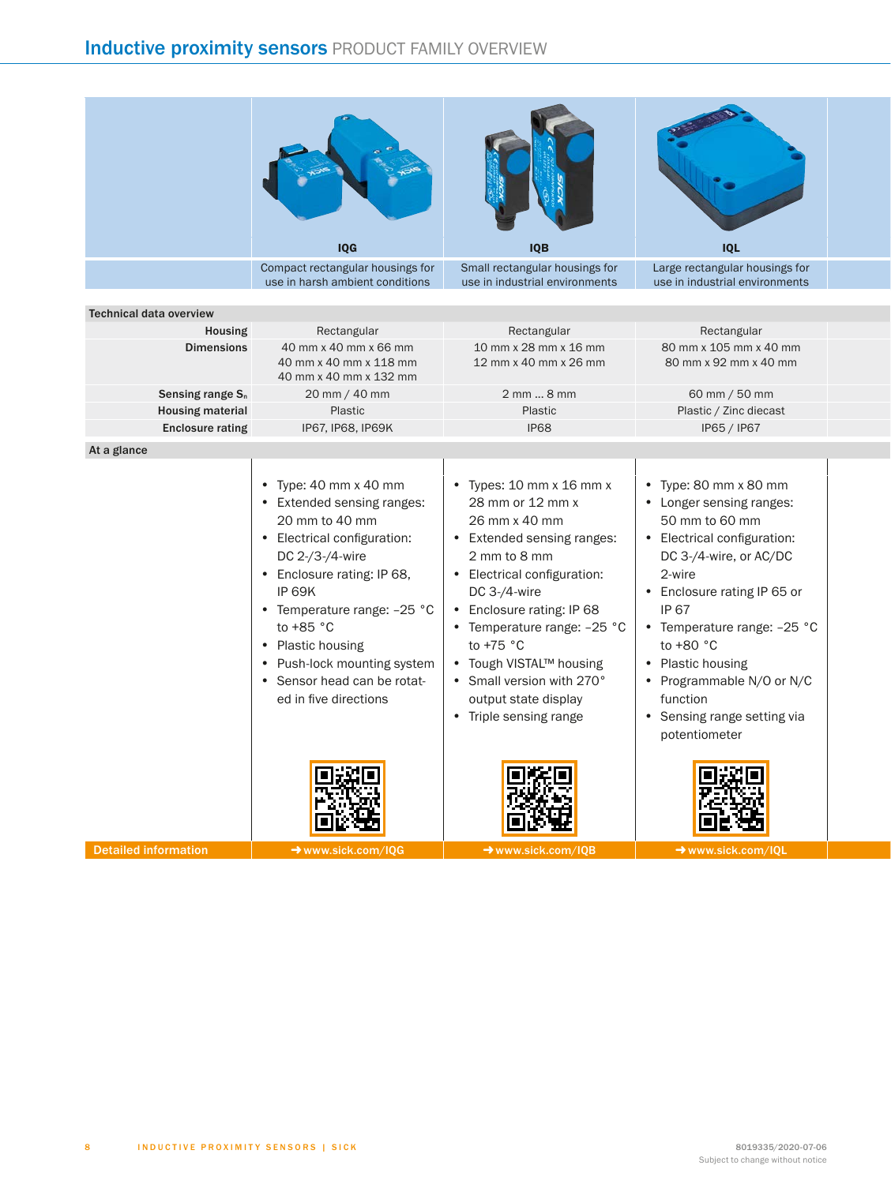# Inductive proximity sensors PRODUCT FAMILY OVERVIEW

| | IQG | IQB | IQL |
|---|---|---|---|
| | Compact rectangular housings for use in harsh ambient conditions | Small rectangular housings for use in industrial environments | Large rectangular housings for use in industrial environments |
| **Technical data overview** | | | |
| **Housing** | Rectangular | Rectangular | Rectangular |
| **Dimensions** | 40 mm x 40 mm x 66 mm<br>40 mm x 40 mm x 118 mm<br>40 mm x 40 mm x 132 mm | 10 mm x 28 mm x 16 mm<br>12 mm x 40 mm x 26 mm | 80 mm x 105 mm x 40 mm<br>80 mm x 92 mm x 40 mm |
| **Sensing range $S_n$** | 20 mm / 40 mm | 2 mm ... 8 mm | 60 mm / 50 mm |
| **Housing material** | Plastic | Plastic | Plastic / Zinc diecast |
| **Enclosure rating** | IP67, IP68, IP69K | IP68 | IP65 / IP67 |
| **At a glance** | • Type: 40 mm x 40 mm<br>• Extended sensing ranges: 20 mm to 40 mm<br>• Electrical configuration: DC 2-/3-/4-wire<br>• Enclosure rating: IP 68, IP 69K<br>• Temperature range: –25 °C to +85 °C<br>• Plastic housing<br>• Push-lock mounting system<br>• Sensor head can be rotated in five directions | • Types: 10 mm x 16 mm x 28 mm or 12 mm x 26 mm x 40 mm<br>• Extended sensing ranges: 2 mm to 8 mm<br>• Electrical configuration: DC 3-/4-wire<br>• Enclosure rating: IP 68<br>• Temperature range: –25 °C to +75 °C<br>• Tough VISTAL™ housing<br>• Small version with 270° output state display<br>• Triple sensing range | • Type: 80 mm x 80 mm<br>• Longer sensing ranges: 50 mm to 60 mm<br>• Electrical configuration: DC 3-/4-wire, or AC/DC 2-wire<br>• Enclosure rating IP 65 or IP 67<br>• Temperature range: –25 °C to +80 °C<br>• Plastic housing<br>• Programmable N/O or N/C function<br>• Sensing range setting via potentiometer |
| **Detailed information** | → www.sick.com/IQG | → www.sick.com/IQB | → www.sick.com/IQL |

8019335/2020-07-06
Subject to change without notice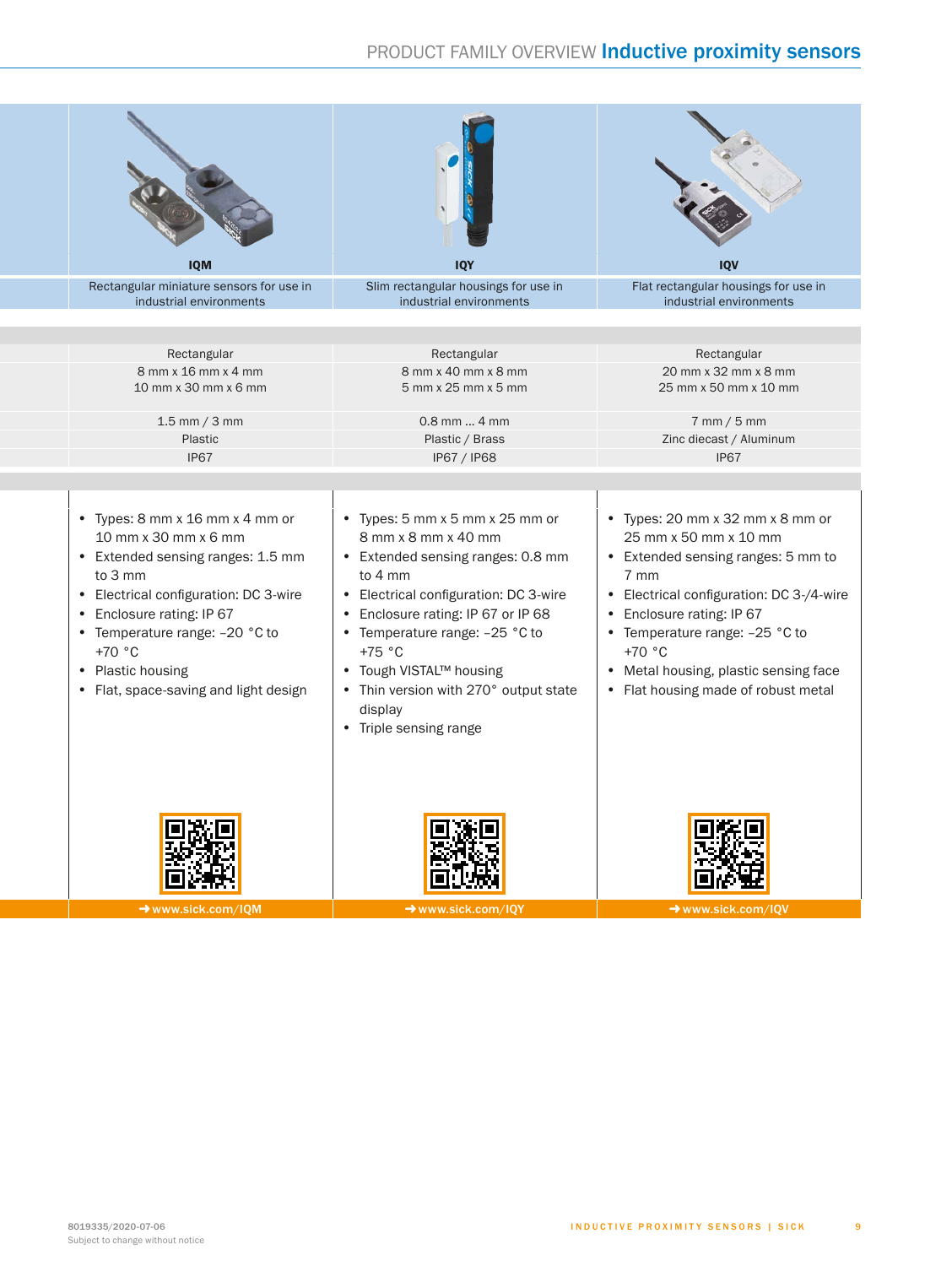| | IQM | IQY | IQV |
|---|---|---|---|
| | Rectangular miniature sensors for use in industrial environments | Slim rectangular housings for use in industrial environments | Flat rectangular housings for use in industrial environments |
| | | | |
| | Rectangular | Rectangular | Rectangular |
| | 8 mm x 16 mm x 4 mm<br>10 mm x 30 mm x 6 mm | 8 mm x 40 mm x 8 mm<br>5 mm x 25 mm x 5 mm | 20 mm x 32 mm x 8 mm<br>25 mm x 50 mm x 10 mm |
| | 1.5 mm / 3 mm | 0.8 mm ... 4 mm | 7 mm / 5 mm |
| | Plastic | Plastic / Brass | Zinc diecast / Aluminum |
| | IP67 | IP67 / IP68 | IP67 |
| | | | |
| | • Types: 8 mm x 16 mm x 4 mm or 10 mm x 30 mm x 6 mm<br>• Extended sensing ranges: 1.5 mm to 3 mm<br>• Electrical configuration: DC 3-wire<br>• Enclosure rating: IP 67<br>• Temperature range: –20 °C to +70 °C<br>• Plastic housing<br>• Flat, space-saving and light design | • Types: 5 mm x 5 mm x 25 mm or 8 mm x 8 mm x 40 mm<br>• Extended sensing ranges: 0.8 mm to 4 mm<br>• Electrical configuration: DC 3-wire<br>• Enclosure rating: IP 67 or IP 68<br>• Temperature range: –25 °C to +75 °C<br>• Tough VISTAL™ housing<br>• Thin version with 270° output state display<br>• Triple sensing range | • Types: 20 mm x 32 mm x 8 mm or 25 mm x 50 mm x 10 mm<br>• Extended sensing ranges: 5 mm to 7 mm<br>• Electrical configuration: DC 3-/4-wire<br>• Enclosure rating: IP 67<br>• Temperature range: –25 °C to +70 °C<br>• Metal housing, plastic sensing face<br>• Flat housing made of robust metal |
| | → www.sick.com/IQM | → www.sick.com/IQY | → www.sick.com/IQV |

8019335/2020-07-06
Subject to change without notice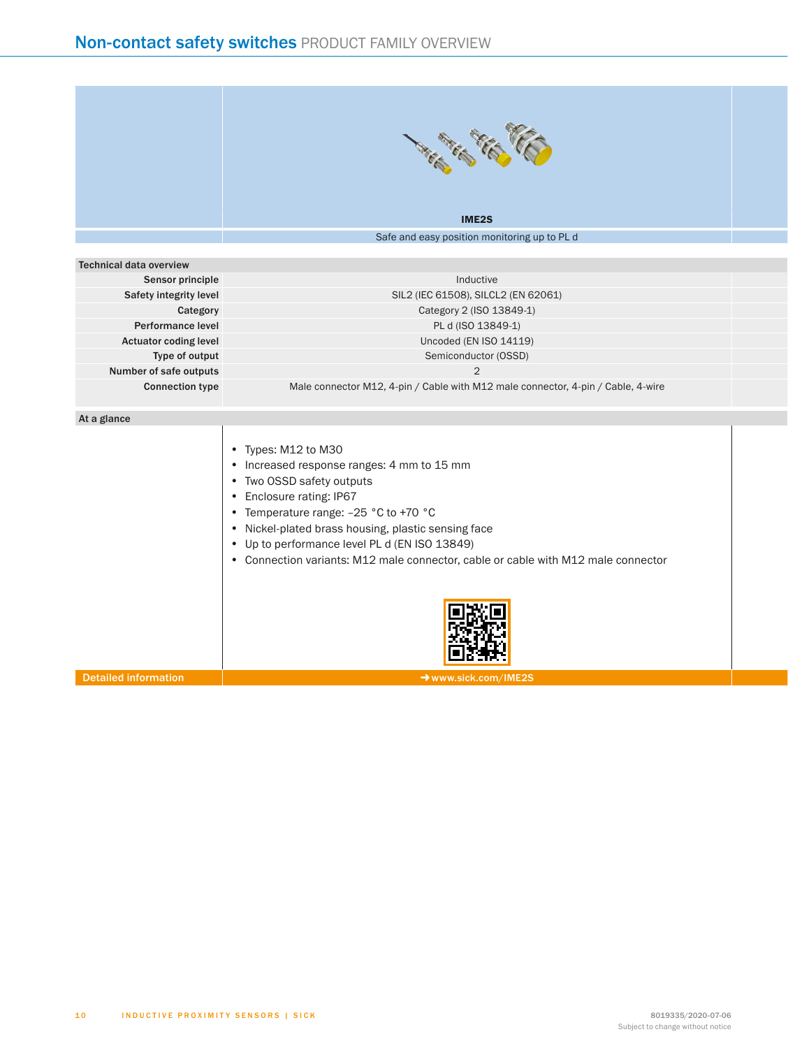# Non-contact safety switches PRODUCT FAMILY OVERVIEW

| | IME2S |
|---|---|
| | Safe and easy position monitoring up to PL d |
| **Technical data overview** | |
| **Sensor principle** | Inductive |
| **Safety integrity level** | SIL2 (IEC 61508), SILCL2 (EN 62061) |
| **Category** | Category 2 (ISO 13849-1) |
| **Performance level** | PL d (ISO 13849-1) |
| **Actuator coding level** | Uncoded (EN ISO 14119) |
| **Type of output** | Semiconductor (OSSD) |
| **Number of safe outputs** | 2 |
| **Connection type** | Male connector M12, 4-pin / Cable with M12 male connector, 4-pin / Cable, 4-wire |

**At a glance**

- Types: M12 to M30
- Increased response ranges: 4 mm to 15 mm
- Two OSSD safety outputs
- Enclosure rating: IP67
- Temperature range: –25 °C to +70 °C
- Nickel-plated brass housing, plastic sensing face
- Up to performance level PL d (EN ISO 13849)
- Connection variants: M12 male connector, cable or cable with M12 male connector

**Detailed information** → www.sick.com/IME2S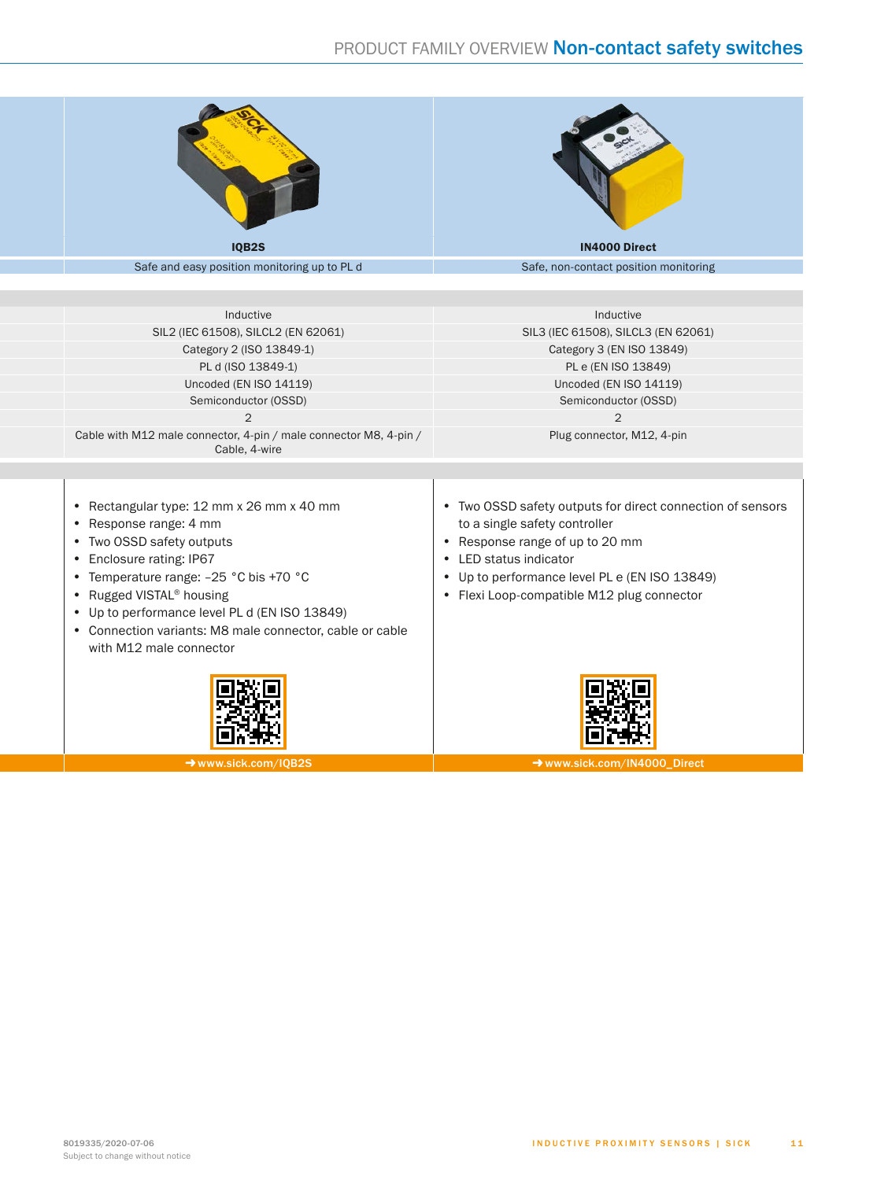# PRODUCT FAMILY OVERVIEW Non-contact safety switches

| | IQB2S | IN4000 Direct |
|---|---|---|
| | Safe and easy position monitoring up to PL d | Safe, non-contact position monitoring |
| | | |
| | Inductive | Inductive |
| | SIL2 (IEC 61508), SILCL2 (EN 62061) | SIL3 (IEC 61508), SILCL3 (EN 62061) |
| | Category 2 (ISO 13849-1) | Category 3 (EN ISO 13849) |
| | PL d (ISO 13849-1) | PL e (EN ISO 13849) |
| | Uncoded (EN ISO 14119) | Uncoded (EN ISO 14119) |
| | Semiconductor (OSSD) | Semiconductor (OSSD) |
| | 2 | 2 |
| | Cable with M12 male connector, 4-pin / male connector M8, 4-pin / Cable, 4-wire | Plug connector, M12, 4-pin |
| | | |
| | • Rectangular type: 12 mm x 26 mm x 40 mm<br>• Response range: 4 mm<br>• Two OSSD safety outputs<br>• Enclosure rating: IP67<br>• Temperature range: –25 °C bis +70 °C<br>• Rugged VISTAL® housing<br>• Up to performance level PL d (EN ISO 13849)<br>• Connection variants: M8 male connector, cable or cable with M12 male connector | • Two OSSD safety outputs for direct connection of sensors to a single safety controller<br>• Response range of up to 20 mm<br>• LED status indicator<br>• Up to performance level PL e (EN ISO 13849)<br>• Flexi Loop-compatible M12 plug connector |
| | → www.sick.com/IQB2S | → www.sick.com/IN4000_Direct |

8019335/2020-07-06
Subject to change without notice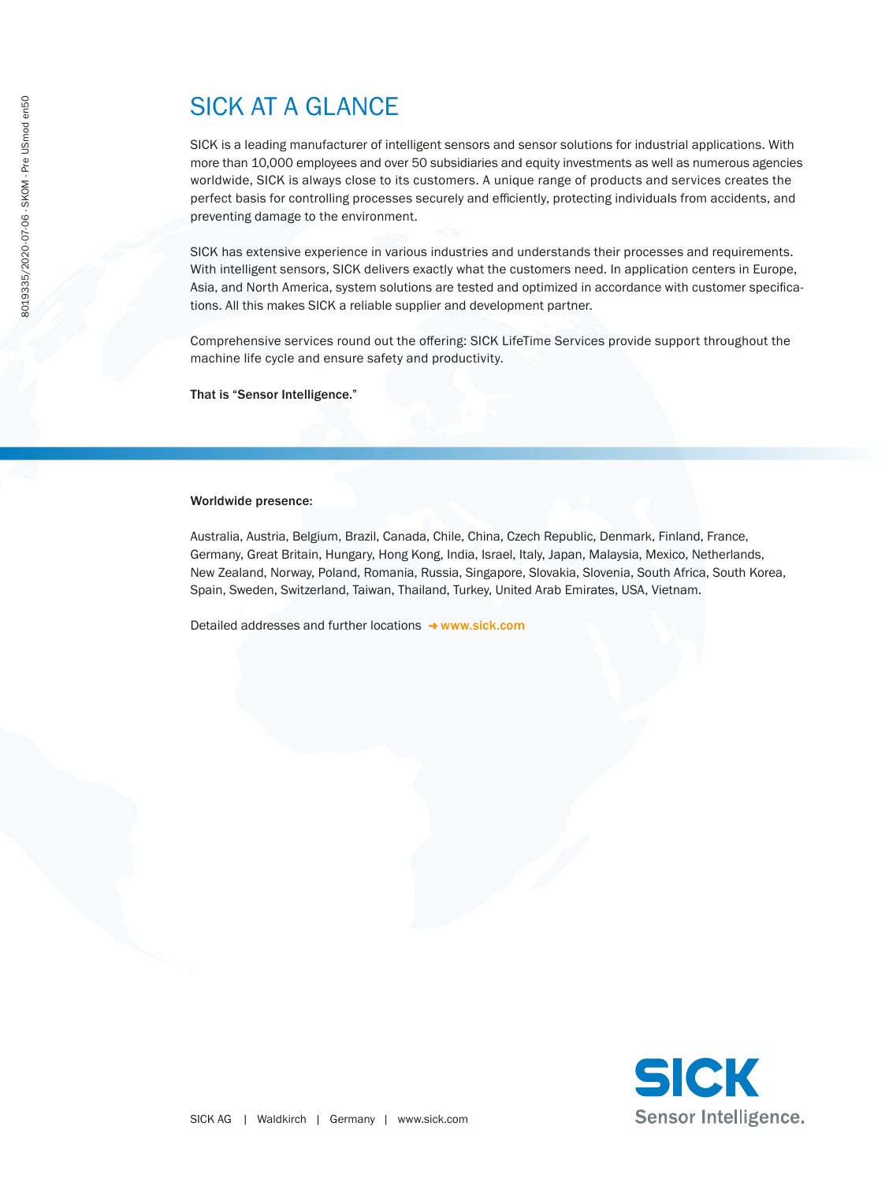# SICK AT A GLANCE

SICK is a leading manufacturer of intelligent sensors and sensor solutions for industrial applications. With more than 10,000 employees and over 50 subsidiaries and equity investments as well as numerous agencies worldwide, SICK is always close to its customers. A unique range of products and services creates the perfect basis for controlling processes securely and efficiently, protecting individuals from accidents, and preventing damage to the environment.

SICK has extensive experience in various industries and understands their processes and requirements. With intelligent sensors, SICK delivers exactly what the customers need. In application centers in Europe, Asia, and North America, system solutions are tested and optimized in accordance with customer specifications. All this makes SICK a reliable supplier and development partner.

Comprehensive services round out the offering: SICK LifeTime Services provide support throughout the machine life cycle and ensure safety and productivity.

**That is "Sensor Intelligence."**

**Worldwide presence:**

Australia, Austria, Belgium, Brazil, Canada, Chile, China, Czech Republic, Denmark, Finland, France, Germany, Great Britain, Hungary, Hong Kong, India, Israel, Italy, Japan, Malaysia, Mexico, Netherlands, New Zealand, Norway, Poland, Romania, Russia, Singapore, Slovakia, Slovenia, South Africa, South Korea, Spain, Sweden, Switzerland, Taiwan, Thailand, Turkey, United Arab Emirates, USA, Vietnam.

Detailed addresses and further locations → **www.sick.com**

SICK AG | Waldkirch | Germany | www.sick.com

SICK
Sensor Intelligence.

8019335/2020-07-06 · SKOM · Pre USmod en50